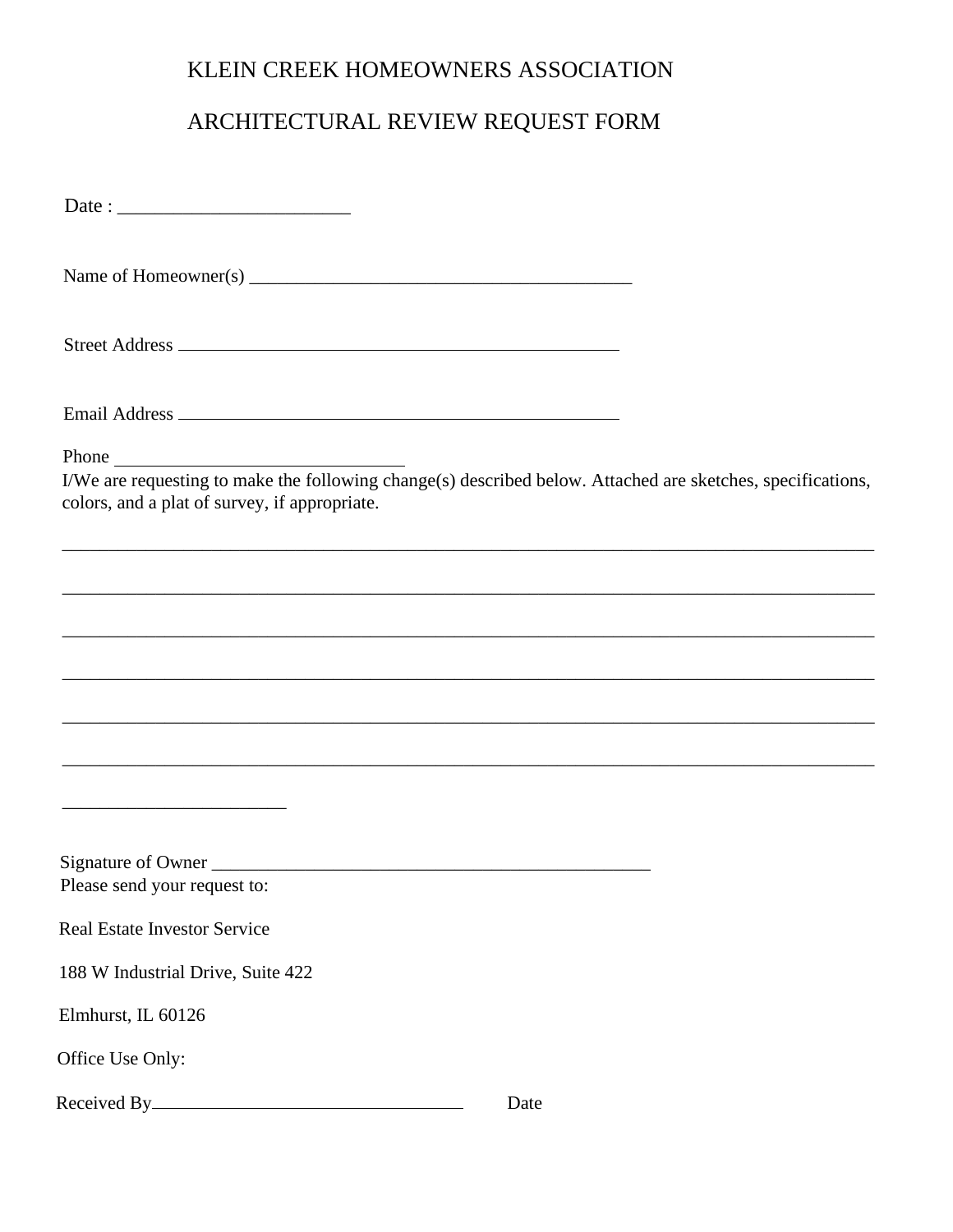# KLEIN CREEK HOMEOWNERS ASSOCIATION

# ARCHITECTURAL REVIEW REQUEST FORM

Date : ________________________

Name of Homeowner(s) ________________________________________

Street Address ______________________________________________

Email Address ______________________________________________

Phone ______________________________

I/We are requesting to make the following change(s) described below. Attached are sketches, specifications, colors, and a plat of survey, if appropriate.

______________________________________________________________________________________

______________________________________________________________________________________

______________________________________________________________________________________

______________________________________________________________________________________

______________________________________________________________________________________

______________________________________________________________________________________

________________________

Signature of Owner _______________________________________________

Please send your request to:

Real Estate Investor Service

188 W Industrial Drive, Suite 422

Elmhurst, IL 60126

Office Use Only:

Received By________________________________ Date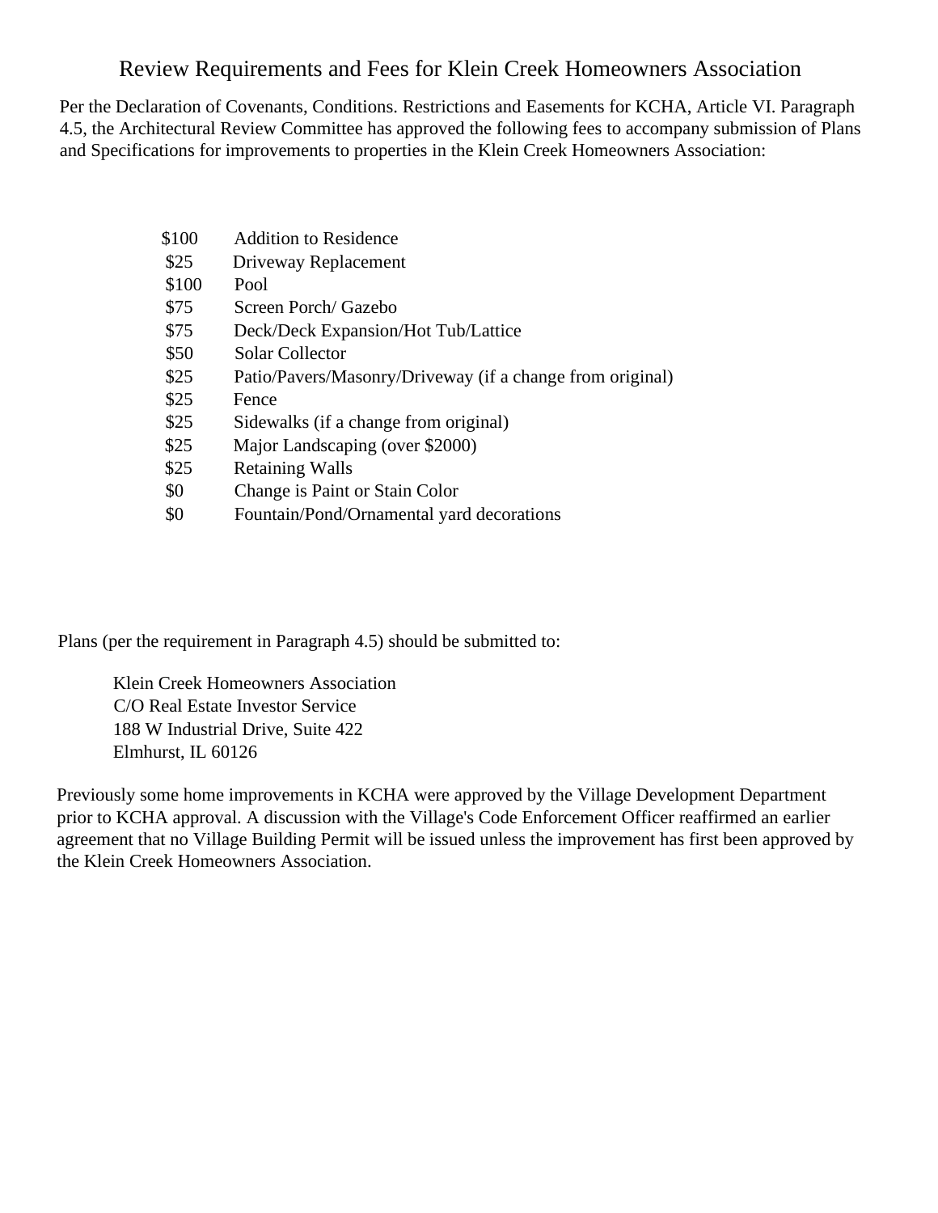# Review Requirements and Fees for Klein Creek Homeowners Association

Per the Declaration of Covenants, Conditions. Restrictions and Easements for KCHA, Article VI. Paragraph 4.5, the Architectural Review Committee has approved the following fees to accompany submission of Plans and Specifications for improvements to properties in the Klein Creek Homeowners Association:

| | |
|---|---|
| $100 | Addition to Residence |
| $25 | Driveway Replacement |
| $100 | Pool |
| $75 | Screen Porch/ Gazebo |
| $75 | Deck/Deck Expansion/Hot Tub/Lattice |
| $50 | Solar Collector |
| $25 | Patio/Pavers/Masonry/Driveway (if a change from original) |
| $25 | Fence |
| $25 | Sidewalks (if a change from original) |
| $25 | Major Landscaping (over $2000) |
| $25 | Retaining Walls |
| $0 | Change is Paint or Stain Color |
| $0 | Fountain/Pond/Ornamental yard decorations |

Plans (per the requirement in Paragraph 4.5) should be submitted to:

Klein Creek Homeowners Association
C/O Real Estate Investor Service
188 W Industrial Drive, Suite 422
Elmhurst, IL 60126

Previously some home improvements in KCHA were approved by the Village Development Department prior to KCHA approval. A discussion with the Village's Code Enforcement Officer reaffirmed an earlier agreement that no Village Building Permit will be issued unless the improvement has first been approved by the Klein Creek Homeowners Association.